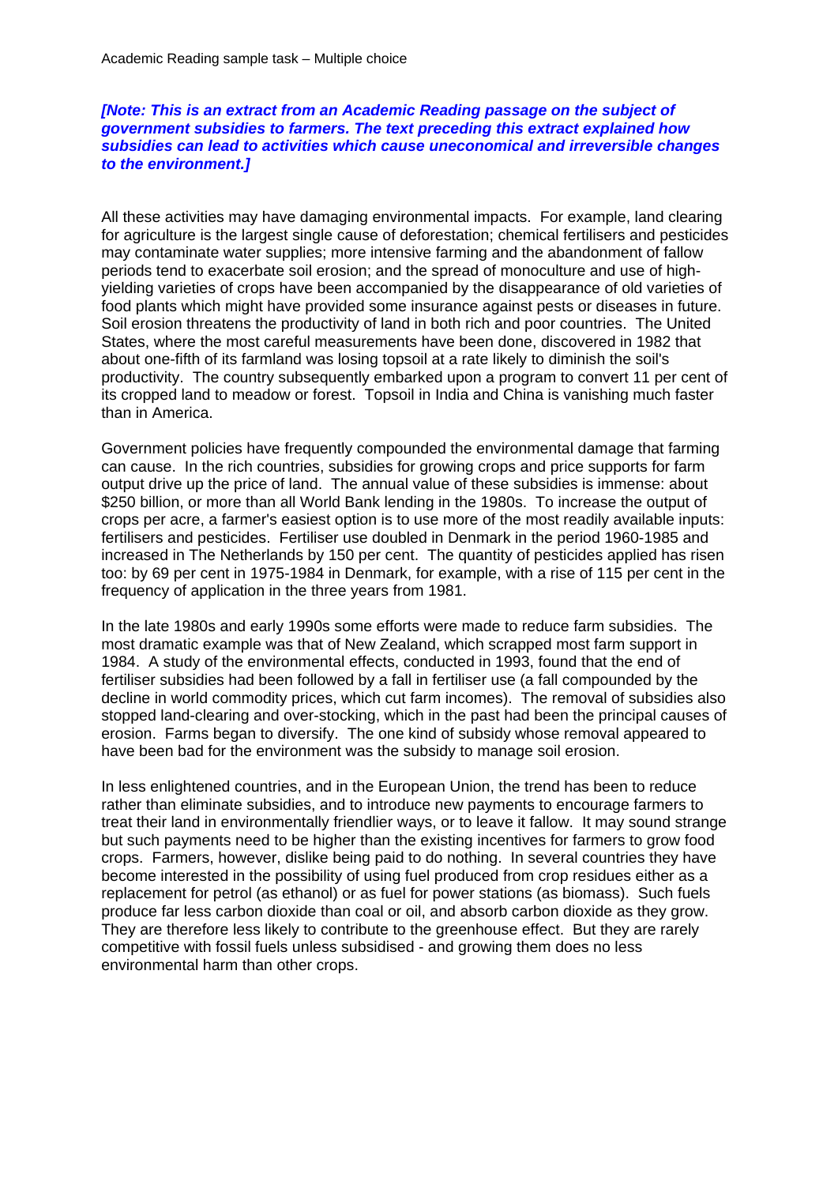Academic Reading sample task – Multiple choice

***[Note: This is an extract from an Academic Reading passage on the subject of government subsidies to farmers. The text preceding this extract explained how subsidies can lead to activities which cause uneconomical and irreversible changes to the environment.]***

All these activities may have damaging environmental impacts. For example, land clearing for agriculture is the largest single cause of deforestation; chemical fertilisers and pesticides may contaminate water supplies; more intensive farming and the abandonment of fallow periods tend to exacerbate soil erosion; and the spread of monoculture and use of high-yielding varieties of crops have been accompanied by the disappearance of old varieties of food plants which might have provided some insurance against pests or diseases in future. Soil erosion threatens the productivity of land in both rich and poor countries. The United States, where the most careful measurements have been done, discovered in 1982 that about one-fifth of its farmland was losing topsoil at a rate likely to diminish the soil's productivity. The country subsequently embarked upon a program to convert 11 per cent of its cropped land to meadow or forest. Topsoil in India and China is vanishing much faster than in America.

Government policies have frequently compounded the environmental damage that farming can cause. In the rich countries, subsidies for growing crops and price supports for farm output drive up the price of land. The annual value of these subsidies is immense: about $250 billion, or more than all World Bank lending in the 1980s. To increase the output of crops per acre, a farmer's easiest option is to use more of the most readily available inputs: fertilisers and pesticides. Fertiliser use doubled in Denmark in the period 1960-1985 and increased in The Netherlands by 150 per cent. The quantity of pesticides applied has risen too: by 69 per cent in 1975-1984 in Denmark, for example, with a rise of 115 per cent in the frequency of application in the three years from 1981.

In the late 1980s and early 1990s some efforts were made to reduce farm subsidies. The most dramatic example was that of New Zealand, which scrapped most farm support in 1984. A study of the environmental effects, conducted in 1993, found that the end of fertiliser subsidies had been followed by a fall in fertiliser use (a fall compounded by the decline in world commodity prices, which cut farm incomes). The removal of subsidies also stopped land-clearing and over-stocking, which in the past had been the principal causes of erosion. Farms began to diversify. The one kind of subsidy whose removal appeared to have been bad for the environment was the subsidy to manage soil erosion.

In less enlightened countries, and in the European Union, the trend has been to reduce rather than eliminate subsidies, and to introduce new payments to encourage farmers to treat their land in environmentally friendlier ways, or to leave it fallow. It may sound strange but such payments need to be higher than the existing incentives for farmers to grow food crops. Farmers, however, dislike being paid to do nothing. In several countries they have become interested in the possibility of using fuel produced from crop residues either as a replacement for petrol (as ethanol) or as fuel for power stations (as biomass). Such fuels produce far less carbon dioxide than coal or oil, and absorb carbon dioxide as they grow. They are therefore less likely to contribute to the greenhouse effect. But they are rarely competitive with fossil fuels unless subsidised - and growing them does no less environmental harm than other crops.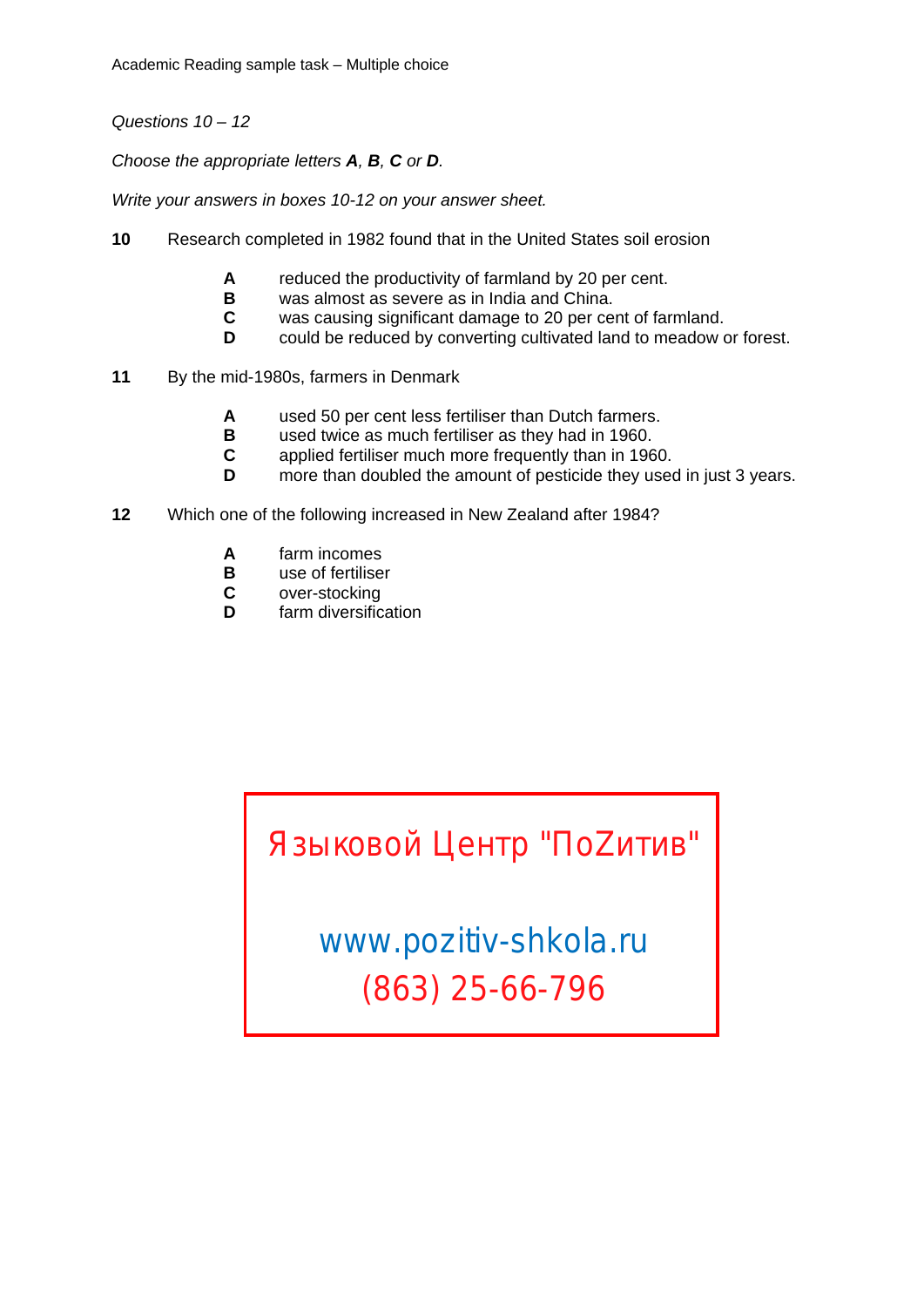Academic Reading sample task – Multiple choice

*Questions 10 – 12*

*Choose the appropriate letters **A**, **B**, **C** or **D**.*

*Write your answers in boxes 10-12 on your answer sheet.*

**10** Research completed in 1982 found that in the United States soil erosion

- **A** reduced the productivity of farmland by 20 per cent.
- **B** was almost as severe as in India and China.
- **C** was causing significant damage to 20 per cent of farmland.
- **D** could be reduced by converting cultivated land to meadow or forest.

**11** By the mid-1980s, farmers in Denmark

- **A** used 50 per cent less fertiliser than Dutch farmers.
- **B** used twice as much fertiliser as they had in 1960.
- **C** applied fertiliser much more frequently than in 1960.
- **D** more than doubled the amount of pesticide they used in just 3 years.

**12** Which one of the following increased in New Zealand after 1984?

- **A** farm incomes
- **B** use of fertiliser
- **C** over-stocking
- **D** farm diversification

Языковой Центр "ПоZитив"

www.pozitiv-shkola.ru

(863) 25-66-796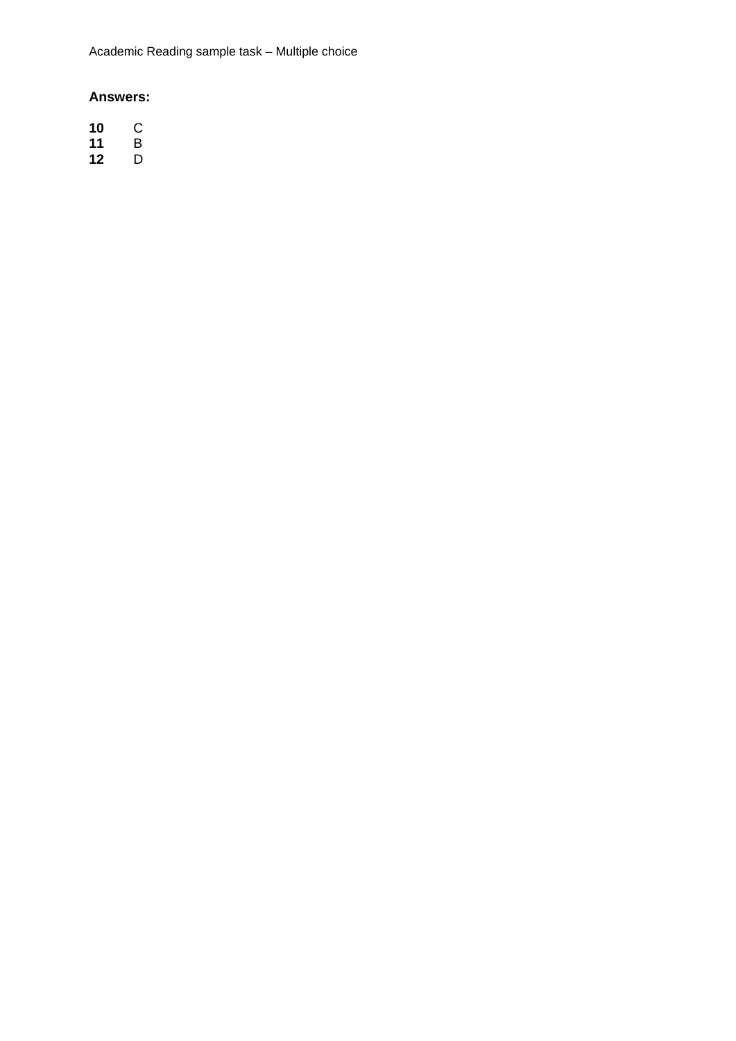**Answers:**

**10** C
**11** B
**12** D